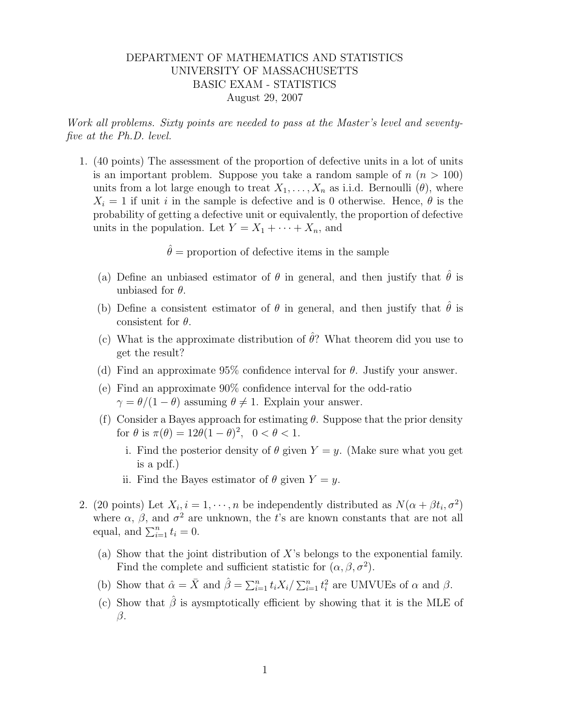DEPARTMENT OF MATHEMATICS AND STATISTICS
UNIVERSITY OF MASSACHUSETTS
BASIC EXAM - STATISTICS
August 29, 2007

*Work all problems. Sixty points are needed to pass at the Master's level and seventy-five at the Ph.D. level.*

1. (40 points) The assessment of the proportion of defective units in a lot of units is an important problem. Suppose you take a random sample of $n$ ($n > 100$) units from a lot large enough to treat $X_1, \ldots, X_n$ as i.i.d. Bernoulli ($\theta$), where $X_i = 1$ if unit $i$ in the sample is defective and is 0 otherwise. Hence, $\theta$ is the probability of getting a defective unit or equivalently, the proportion of defective units in the population. Let $Y = X_1 + \cdots + X_n$, and

$$\hat{\theta} = \text{proportion of defective items in the sample}$$

   (a) Define an unbiased estimator of $\theta$ in general, and then justify that $\hat{\theta}$ is unbiased for $\theta$.

   (b) Define a consistent estimator of $\theta$ in general, and then justify that $\hat{\theta}$ is consistent for $\theta$.

   (c) What is the approximate distribution of $\hat{\theta}$? What theorem did you use to get the result?

   (d) Find an approximate 95% confidence interval for $\theta$. Justify your answer.

   (e) Find an approximate 90% confidence interval for the odd-ratio $\gamma = \theta/(1-\theta)$ assuming $\theta \neq 1$. Explain your answer.

   (f) Consider a Bayes approach for estimating $\theta$. Suppose that the prior density for $\theta$ is $\pi(\theta) = 12\theta(1-\theta)^2, \quad 0 < \theta < 1$.

      i. Find the posterior density of $\theta$ given $Y = y$. (Make sure what you get is a pdf.)

      ii. Find the Bayes estimator of $\theta$ given $Y = y$.

2. (20 points) Let $X_i, i = 1, \cdots, n$ be independently distributed as $N(\alpha + \beta t_i, \sigma^2)$ where $\alpha$, $\beta$, and $\sigma^2$ are unknown, the $t$'s are known constants that are not all equal, and $\sum_{i=1}^{n} t_i = 0$.

   (a) Show that the joint distribution of $X$'s belongs to the exponential family. Find the complete and sufficient statistic for $(\alpha, \beta, \sigma^2)$.

   (b) Show that $\hat{\alpha} = \bar{X}$ and $\hat{\beta} = \sum_{i=1}^{n} t_i X_i / \sum_{i=1}^{n} t_i^2$ are UMVUEs of $\alpha$ and $\beta$.

   (c) Show that $\hat{\beta}$ is aysmptotically efficient by showing that it is the MLE of $\beta$.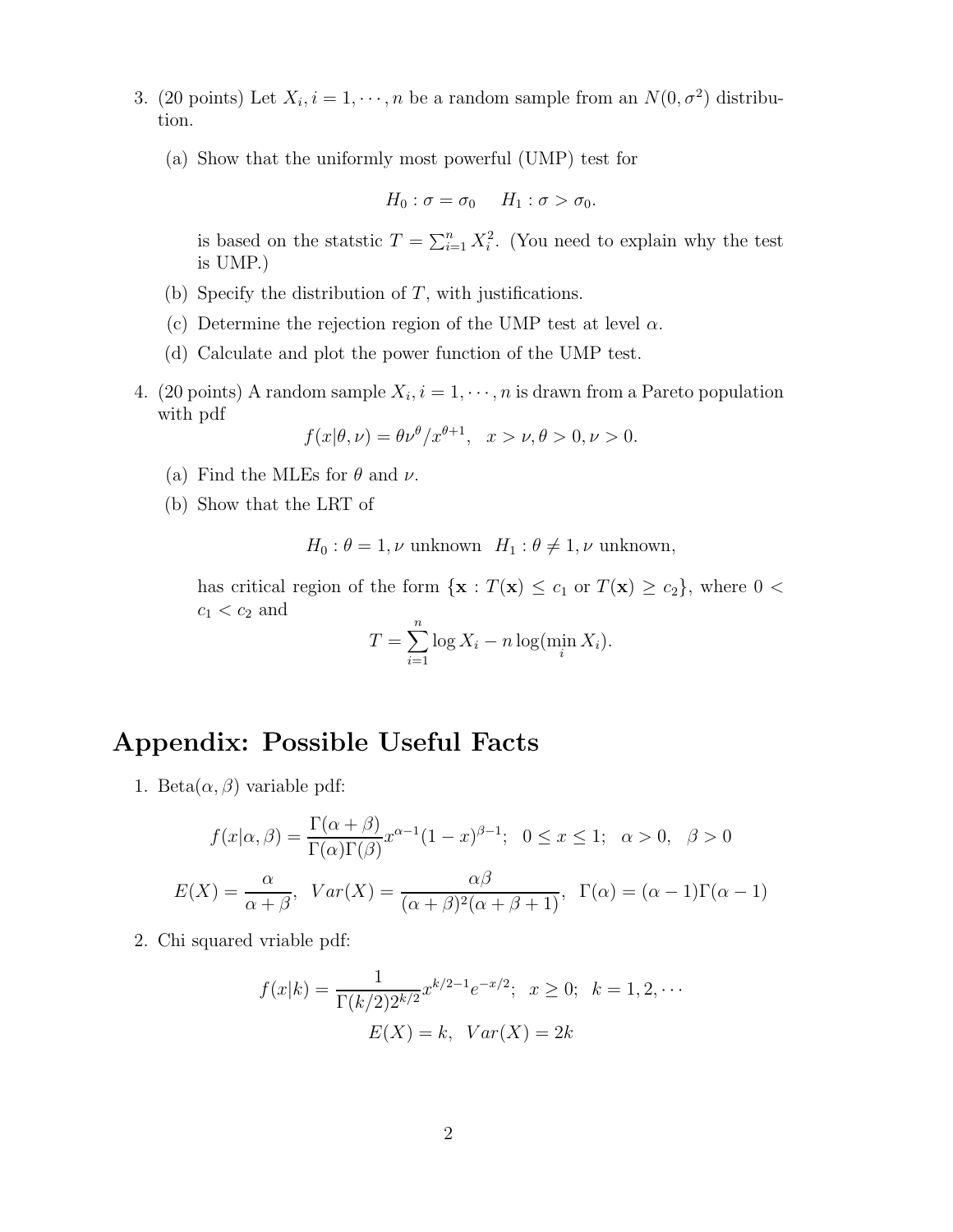3. (20 points) Let $X_i, i = 1, \cdots, n$ be a random sample from an $N(0, \sigma^2)$ distribution.

   (a) Show that the uniformly most powerful (UMP) test for

   $$H_0 : \sigma = \sigma_0 \quad H_1 : \sigma > \sigma_0.$$

   is based on the statstic $T = \sum_{i=1}^n X_i^2$. (You need to explain why the test is UMP.)

   (b) Specify the distribution of $T$, with justifications.

   (c) Determine the rejection region of the UMP test at level $\alpha$.

   (d) Calculate and plot the power function of the UMP test.

4. (20 points) A random sample $X_i, i = 1, \cdots, n$ is drawn from a Pareto population with pdf

   $$f(x|\theta, \nu) = \theta\nu^\theta / x^{\theta+1}, \quad x > \nu, \theta > 0, \nu > 0.$$

   (a) Find the MLEs for $\theta$ and $\nu$.

   (b) Show that the LRT of

   $$H_0 : \theta = 1, \nu \text{ unknown} \quad H_1 : \theta \neq 1, \nu \text{ unknown},$$

   has critical region of the form $\{\mathbf{x} : T(\mathbf{x}) \leq c_1 \text{ or } T(\mathbf{x}) \geq c_2\}$, where $0 < c_1 < c_2$ and

   $$T = \sum_{i=1}^n \log X_i - n \log(\min_i X_i).$$

# Appendix: Possible Useful Facts

1. Beta$(\alpha, \beta)$ variable pdf:

$$f(x|\alpha, \beta) = \frac{\Gamma(\alpha + \beta)}{\Gamma(\alpha)\Gamma(\beta)} x^{\alpha-1}(1 - x)^{\beta-1}; \quad 0 \leq x \leq 1; \quad \alpha > 0, \quad \beta > 0$$

$$E(X) = \frac{\alpha}{\alpha + \beta}, \quad Var(X) = \frac{\alpha\beta}{(\alpha + \beta)^2(\alpha + \beta + 1)}, \quad \Gamma(\alpha) = (\alpha - 1)\Gamma(\alpha - 1)$$

2. Chi squared vriable pdf:

$$f(x|k) = \frac{1}{\Gamma(k/2)2^{k/2}} x^{k/2-1} e^{-x/2}; \quad x \geq 0; \quad k = 1, 2, \cdots$$

$$E(X) = k, \quad Var(X) = 2k$$